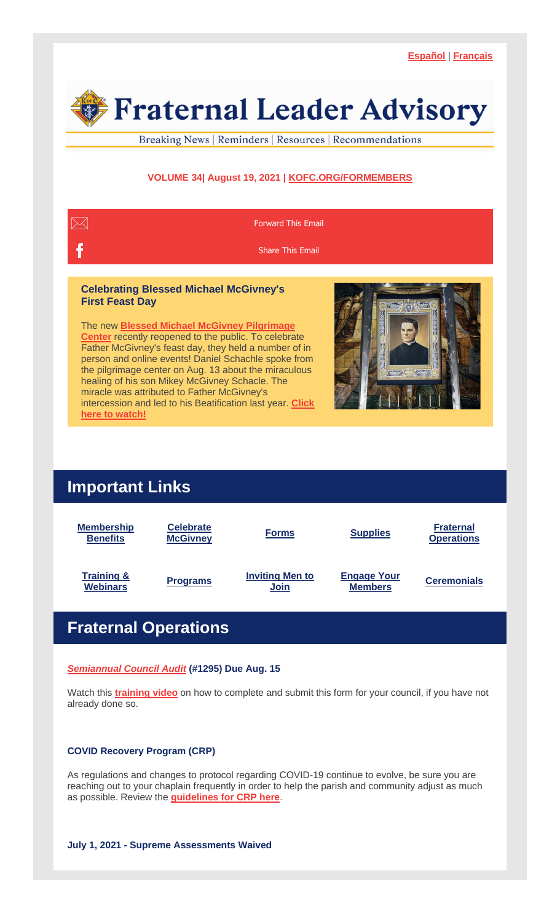Español | Français

# Fraternal Leader Advisory

Breaking News | Reminders | Resources | Recommendations

**VOLUME 34| August 19, 2021 | KOFC.ORG/FORMEMBERS**

Forward This Email

Share This Email

### Celebrating Blessed Michael McGivney's First Feast Day

The new **Blessed Michael McGivney Pilgrimage Center** recently reopened to the public. To celebrate Father McGivney's feast day, they held a number of in person and online events! Daniel Schachle spoke from the pilgrimage center on Aug. 13 about the miraculous healing of his son Mikey McGivney Schachle. The miracle was attributed to Father McGivney's intercession and led to his Beatification last year. **Click here to watch!**

## Important Links

| | | | | |
|---|---|---|---|---|
| Membership Benefits | Celebrate McGivney | Forms | Supplies | Fraternal Operations |
| Training & Webinars | Programs | Inviting Men to Join | Engage Your Members | Ceremonials |

## Fraternal Operations

***Semiannual Council Audit*** **(#1295) Due Aug. 15**

Watch this **training video** on how to complete and submit this form for your council, if you have not already done so.

**COVID Recovery Program (CRP)**

As regulations and changes to protocol regarding COVID-19 continue to evolve, be sure you are reaching out to your chaplain frequently in order to help the parish and community adjust as much as possible. Review the **guidelines for CRP here**.

**July 1, 2021 - Supreme Assessments Waived**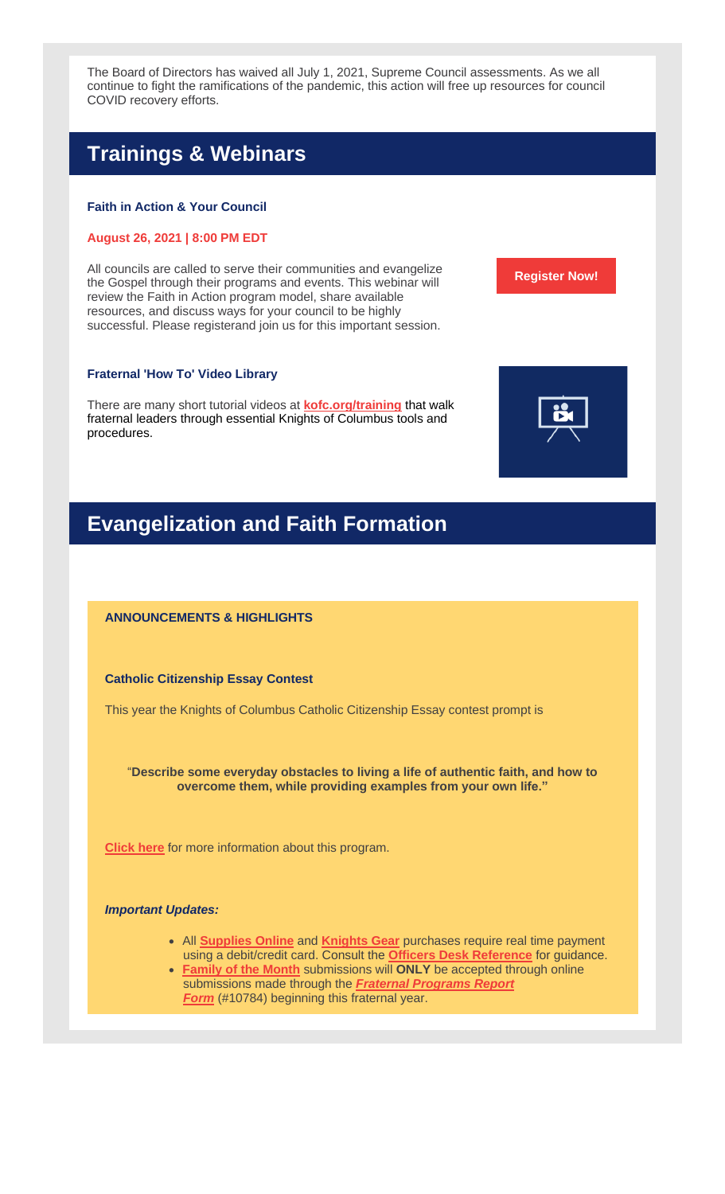The Board of Directors has waived all July 1, 2021, Supreme Council assessments. As we all continue to fight the ramifications of the pandemic, this action will free up resources for council COVID recovery efforts.

## Trainings & Webinars

### Faith in Action & Your Council

**August 26, 2021 | 8:00 PM EDT**

All councils are called to serve their communities and evangelize the Gospel through their programs and events. This webinar will review the Faith in Action program model, share available resources, and discuss ways for your council to be highly successful. Please registerand join us for this important session.

**Register Now!**

### Fraternal 'How To' Video Library

There are many short tutorial videos at **kofc.org/training** that walk fraternal leaders through essential Knights of Columbus tools and procedures.

## Evangelization and Faith Formation

**ANNOUNCEMENTS & HIGHLIGHTS**

**Catholic Citizenship Essay Contest**

This year the Knights of Columbus Catholic Citizenship Essay contest prompt is

"**Describe some everyday obstacles to living a life of authentic faith, and how to overcome them, while providing examples from your own life.**"

**Click here** for more information about this program.

***Important Updates:***

- All **Supplies Online** and **Knights Gear** purchases require real time payment using a debit/credit card. Consult the **Officers Desk Reference** for guidance.
- **Family of the Month** submissions will **ONLY** be accepted through online submissions made through the ***Fraternal Programs Report Form*** (#10784) beginning this fraternal year.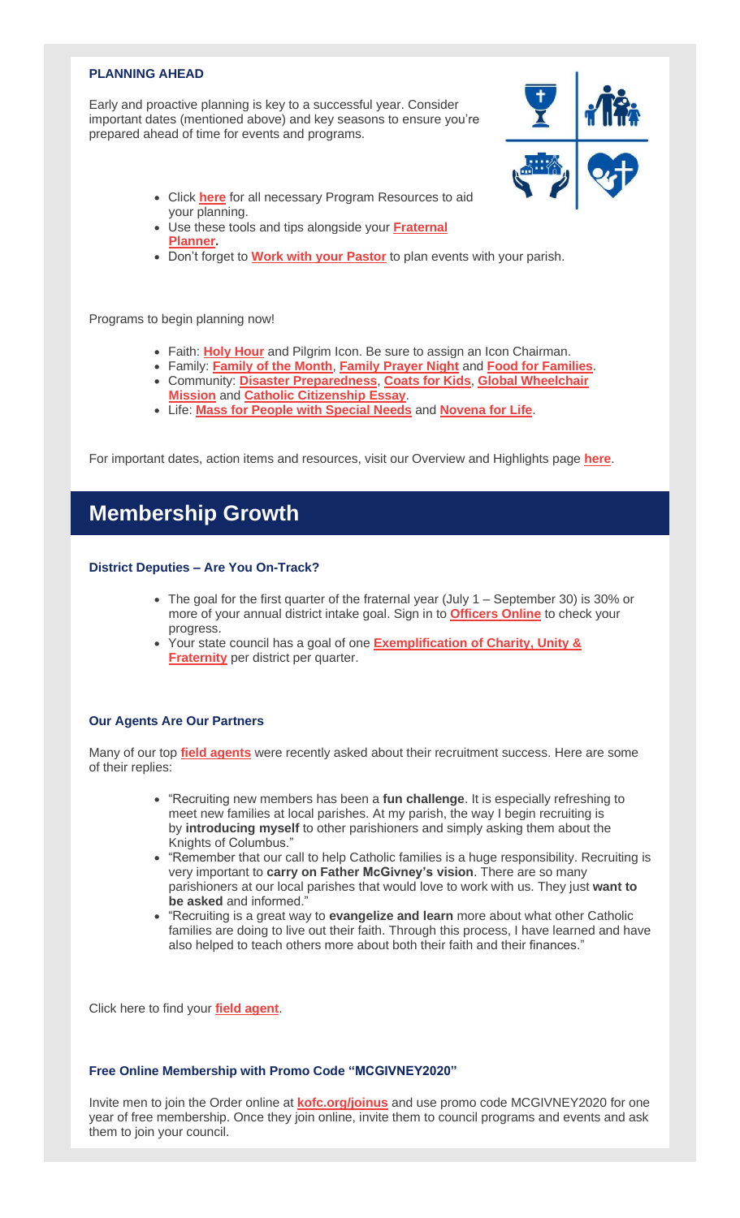### PLANNING AHEAD

Early and proactive planning is key to a successful year. Consider important dates (mentioned above) and key seasons to ensure you're prepared ahead of time for events and programs.

- Click **here** for all necessary Program Resources to aid your planning.
- Use these tools and tips alongside your **Fraternal Planner.**
- Don't forget to **Work with your Pastor** to plan events with your parish.

Programs to begin planning now!

- Faith: **Holy Hour** and Pilgrim Icon. Be sure to assign an Icon Chairman.
- Family: **Family of the Month**, **Family Prayer Night** and **Food for Families**.
- Community: **Disaster Preparedness**, **Coats for Kids**, **Global Wheelchair Mission** and **Catholic Citizenship Essay**.
- Life: **Mass for People with Special Needs** and **Novena for Life**.

For important dates, action items and resources, visit our Overview and Highlights page **here**.

## Membership Growth

### District Deputies – Are You On-Track?

- The goal for the first quarter of the fraternal year (July 1 – September 30) is 30% or more of your annual district intake goal. Sign in to **Officers Online** to check your progress.
- Your state council has a goal of one **Exemplification of Charity, Unity & Fraternity** per district per quarter.

### Our Agents Are Our Partners

Many of our top **field agents** were recently asked about their recruitment success. Here are some of their replies:

- "Recruiting new members has been a **fun challenge**. It is especially refreshing to meet new families at local parishes. At my parish, the way I begin recruiting is by **introducing myself** to other parishioners and simply asking them about the Knights of Columbus."
- "Remember that our call to help Catholic families is a huge responsibility. Recruiting is very important to **carry on Father McGivney's vision**. There are so many parishioners at our local parishes that would love to work with us. They just **want to be asked** and informed."
- "Recruiting is a great way to **evangelize and learn** more about what other Catholic families are doing to live out their faith. Through this process, I have learned and have also helped to teach others more about both their faith and their finances."

Click here to find your **field agent**.

### Free Online Membership with Promo Code "MCGIVNEY2020"

Invite men to join the Order online at **kofc.org/joinus** and use promo code MCGIVNEY2020 for one year of free membership. Once they join online, invite them to council programs and events and ask them to join your council.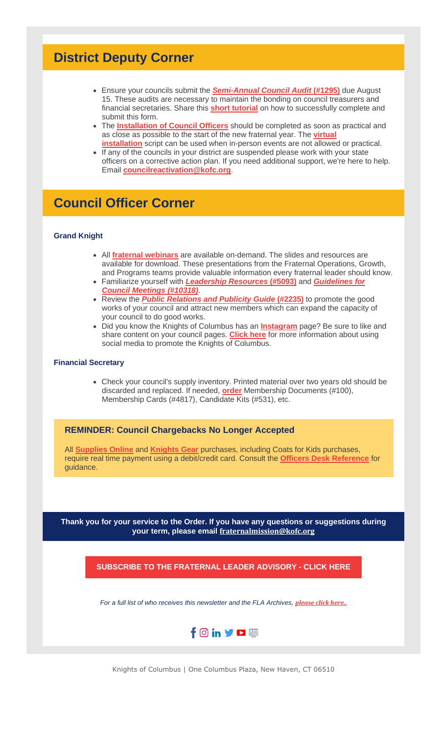## District Deputy Corner

- Ensure your councils submit the ***Semi-Annual Council Audit* (#1295)** due August 15. These audits are necessary to maintain the bonding on council treasurers and financial secretaries. Share this **short tutorial** on how to successfully complete and submit this form.
- The **Installation of Council Officers** should be completed as soon as practical and as close as possible to the start of the new fraternal year. The **virtual installation** script can be used when in-person events are not allowed or practical.
- If any of the councils in your district are suspended please work with your state officers on a corrective action plan. If you need additional support, we're here to help. Email **councilreactivation@kofc.org**.

## Council Officer Corner

### Grand Knight

- All **fraternal webinars** are available on-demand. The slides and resources are available for download. These presentations from the Fraternal Operations, Growth, and Programs teams provide valuable information every fraternal leader should know.
- Familiarize yourself with ***Leadership Resources* (#5093)** and ***Guidelines for Council Meetings (#10318)***.
- Review the ***Public Relations and Publicity Guide* (#2235)** to promote the good works of your council and attract new members which can expand the capacity of your council to do good works.
- Did you know the Knights of Columbus has an **Instagram** page? Be sure to like and share content on your council pages. **Click here** for more information about using social media to promote the Knights of Columbus.

### Financial Secretary

- Check your council's supply inventory. Printed material over two years old should be discarded and replaced. If needed, **order** Membership Documents (#100), Membership Cards (#4817), Candidate Kits (#531), etc.

### REMINDER: Council Chargebacks No Longer Accepted

All **Supplies Online** and **Knights Gear** purchases, including Coats for Kids purchases, require real time payment using a debit/credit card. Consult the **Officers Desk Reference** for guidance.

**Thank you for your service to the Order. If you have any questions or suggestions during your term, please email fraternalmission@kofc.org**

**SUBSCRIBE TO THE FRATERNAL LEADER ADVISORY - CLICK HERE**

*For a full list of who receives this newsletter and the FLA Archives, **please click here..***

Knights of Columbus | One Columbus Plaza, New Haven, CT 06510